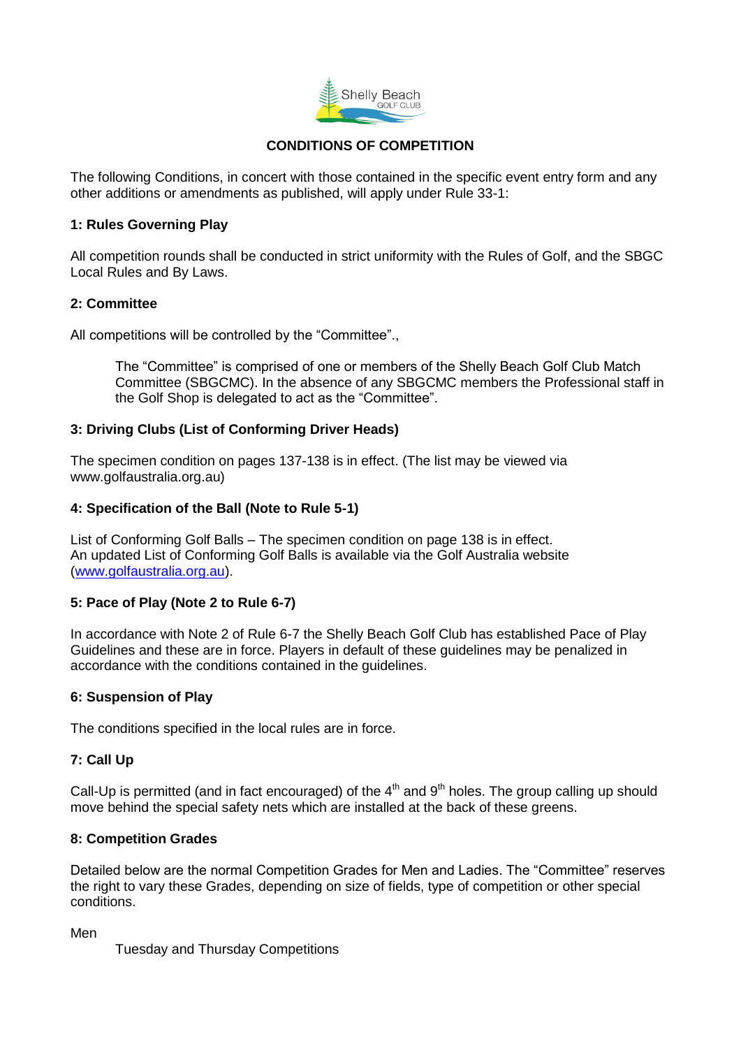Shelly Beach GOLF CLUB

# CONDITIONS OF COMPETITION

The following Conditions, in concert with those contained in the specific event entry form and any other additions or amendments as published, will apply under Rule 33-1:

## 1: Rules Governing Play

All competition rounds shall be conducted in strict uniformity with the Rules of Golf, and the SBGC Local Rules and By Laws.

## 2: Committee

All competitions will be controlled by the "Committee".,

> The "Committee" is comprised of one or members of the Shelly Beach Golf Club Match Committee (SBGCMC). In the absence of any SBGCMC members the Professional staff in the Golf Shop is delegated to act as the "Committee".

## 3: Driving Clubs (List of Conforming Driver Heads)

The specimen condition on pages 137-138 is in effect. (The list may be viewed via www.golfaustralia.org.au)

## 4: Specification of the Ball (Note to Rule 5-1)

List of Conforming Golf Balls – The specimen condition on page 138 is in effect.
An updated List of Conforming Golf Balls is available via the Golf Australia website (www.golfaustralia.org.au).

## 5: Pace of Play (Note 2 to Rule 6-7)

In accordance with Note 2 of Rule 6-7 the Shelly Beach Golf Club has established Pace of Play Guidelines and these are in force. Players in default of these guidelines may be penalized in accordance with the conditions contained in the guidelines.

## 6: Suspension of Play

The conditions specified in the local rules are in force.

## 7: Call Up

Call-Up is permitted (and in fact encouraged) of the 4th and 9th holes. The group calling up should move behind the special safety nets which are installed at the back of these greens.

## 8: Competition Grades

Detailed below are the normal Competition Grades for Men and Ladies. The "Committee" reserves the right to vary these Grades, depending on size of fields, type of competition or other special conditions.

Men

Tuesday and Thursday Competitions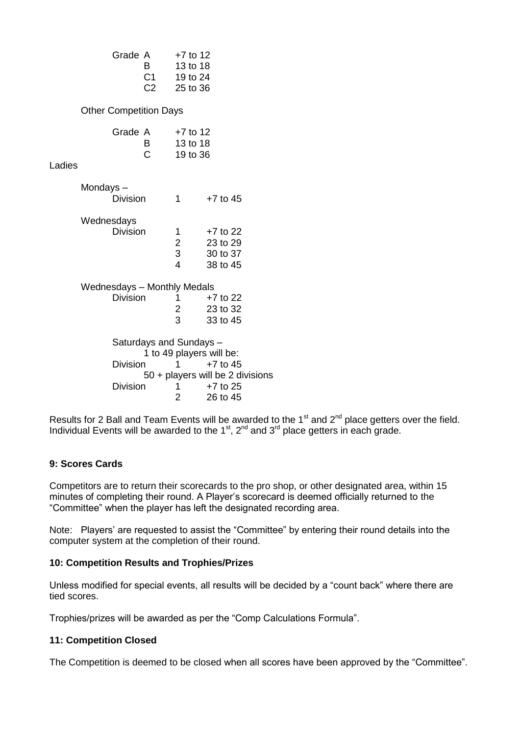| | |
|---|---|
| Grade A | +7 to 12 |
| B | 13 to 18 |
| C1 | 19 to 24 |
| C2 | 25 to 36 |

Other Competition Days

| | |
|---|---|
| Grade A | +7 to 12 |
| B | 13 to 18 |
| C | 19 to 36 |

Ladies

Mondays –

| | | |
|---|---|---|
| Division | 1 | +7 to 45 |

Wednesdays

| | | |
|---|---|---|
| Division | 1 | +7 to 22 |
| | 2 | 23 to 29 |
| | 3 | 30 to 37 |
| | 4 | 38 to 45 |

Wednesdays – Monthly Medals

| | | |
|---|---|---|
| Division | 1 | +7 to 22 |
| | 2 | 23 to 32 |
| | 3 | 33 to 45 |

Saturdays and Sundays –

1 to 49 players will be:

| | | |
|---|---|---|
| Division | 1 | +7 to 45 |

50 + players will be 2 divisions

| | | |
|---|---|---|
| Division | 1 | +7 to 25 |
| | 2 | 26 to 45 |

Results for 2 Ball and Team Events will be awarded to the 1st and 2nd place getters over the field. Individual Events will be awarded to the 1st, 2nd and 3rd place getters in each grade.

### 9: Scores Cards

Competitors are to return their scorecards to the pro shop, or other designated area, within 15 minutes of completing their round. A Player's scorecard is deemed officially returned to the "Committee" when the player has left the designated recording area.

Note: Players' are requested to assist the "Committee" by entering their round details into the computer system at the completion of their round.

### 10: Competition Results and Trophies/Prizes

Unless modified for special events, all results will be decided by a "count back" where there are tied scores.

Trophies/prizes will be awarded as per the "Comp Calculations Formula".

### 11: Competition Closed

The Competition is deemed to be closed when all scores have been approved by the "Committee".